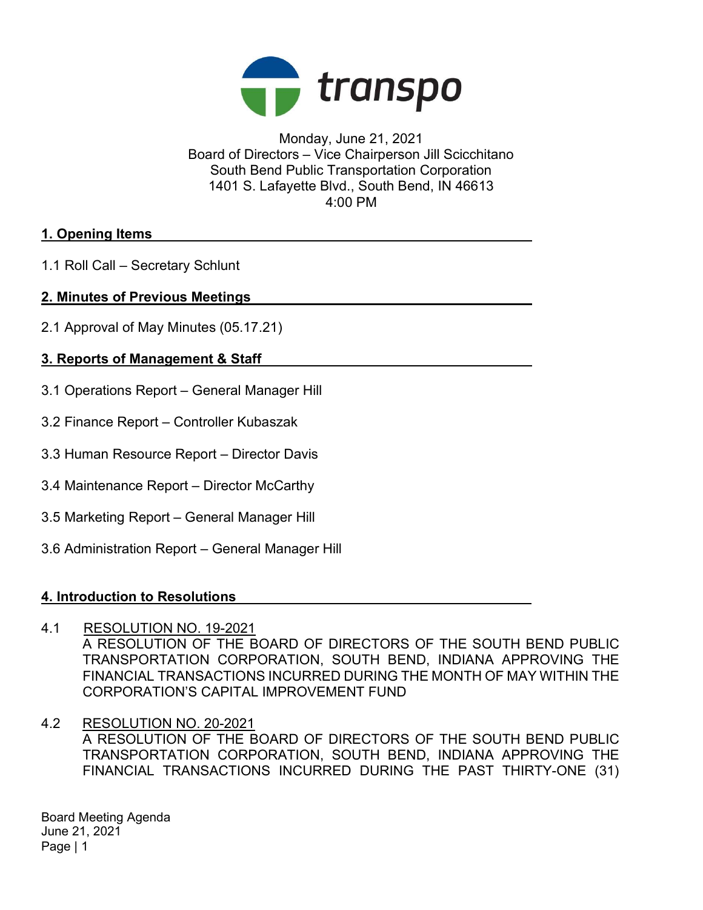transpo

Monday, June 21, 2021
Board of Directors – Vice Chairperson Jill Scicchitano
South Bend Public Transportation Corporation
1401 S. Lafayette Blvd., South Bend, IN 46613
4:00 PM

## 1. Opening Items

1.1 Roll Call – Secretary Schlunt

## 2. Minutes of Previous Meetings

2.1 Approval of May Minutes (05.17.21)

## 3. Reports of Management & Staff

3.1 Operations Report – General Manager Hill

3.2 Finance Report – Controller Kubaszak

3.3 Human Resource Report – Director Davis

3.4 Maintenance Report – Director McCarthy

3.5 Marketing Report – General Manager Hill

3.6 Administration Report – General Manager Hill

## 4. Introduction to Resolutions

4.1 RESOLUTION NO. 19-2021
A RESOLUTION OF THE BOARD OF DIRECTORS OF THE SOUTH BEND PUBLIC TRANSPORTATION CORPORATION, SOUTH BEND, INDIANA APPROVING THE FINANCIAL TRANSACTIONS INCURRED DURING THE MONTH OF MAY WITHIN THE CORPORATION'S CAPITAL IMPROVEMENT FUND

4.2 RESOLUTION NO. 20-2021
A RESOLUTION OF THE BOARD OF DIRECTORS OF THE SOUTH BEND PUBLIC TRANSPORTATION CORPORATION, SOUTH BEND, INDIANA APPROVING THE FINANCIAL TRANSACTIONS INCURRED DURING THE PAST THIRTY-ONE (31)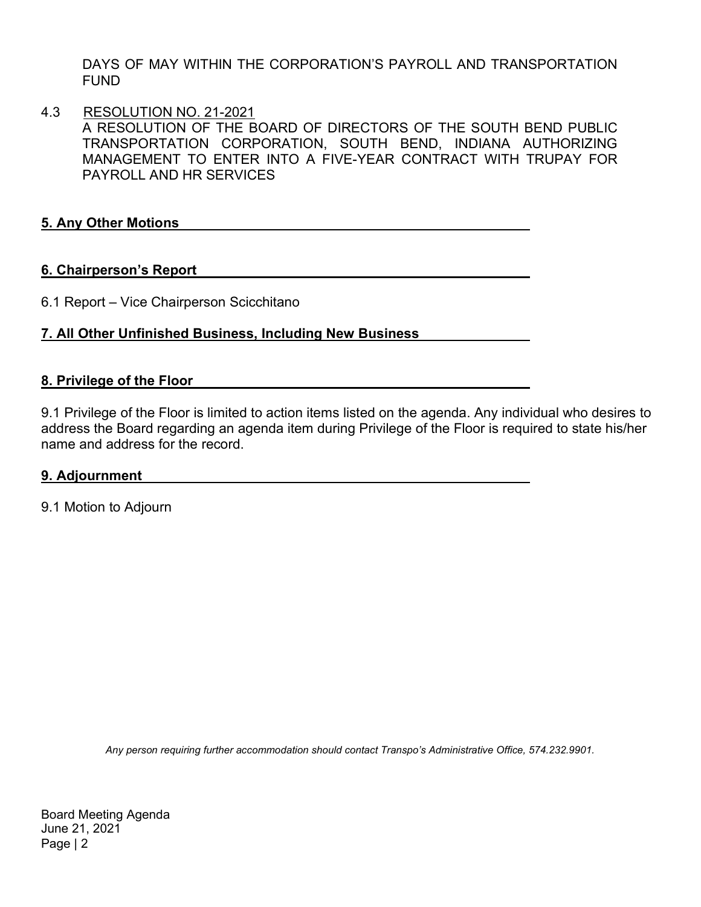DAYS OF MAY WITHIN THE CORPORATION'S PAYROLL AND TRANSPORTATION FUND

4.3 RESOLUTION NO. 21-2021
A RESOLUTION OF THE BOARD OF DIRECTORS OF THE SOUTH BEND PUBLIC TRANSPORTATION CORPORATION, SOUTH BEND, INDIANA AUTHORIZING MANAGEMENT TO ENTER INTO A FIVE-YEAR CONTRACT WITH TRUPAY FOR PAYROLL AND HR SERVICES

**5. Any Other Motions**

**6. Chairperson's Report**

6.1 Report – Vice Chairperson Scicchitano

**7. All Other Unfinished Business, Including New Business**

**8. Privilege of the Floor**

9.1 Privilege of the Floor is limited to action items listed on the agenda. Any individual who desires to address the Board regarding an agenda item during Privilege of the Floor is required to state his/her name and address for the record.

**9. Adjournment**

9.1 Motion to Adjourn

*Any person requiring further accommodation should contact Transpo's Administrative Office, 574.232.9901.*